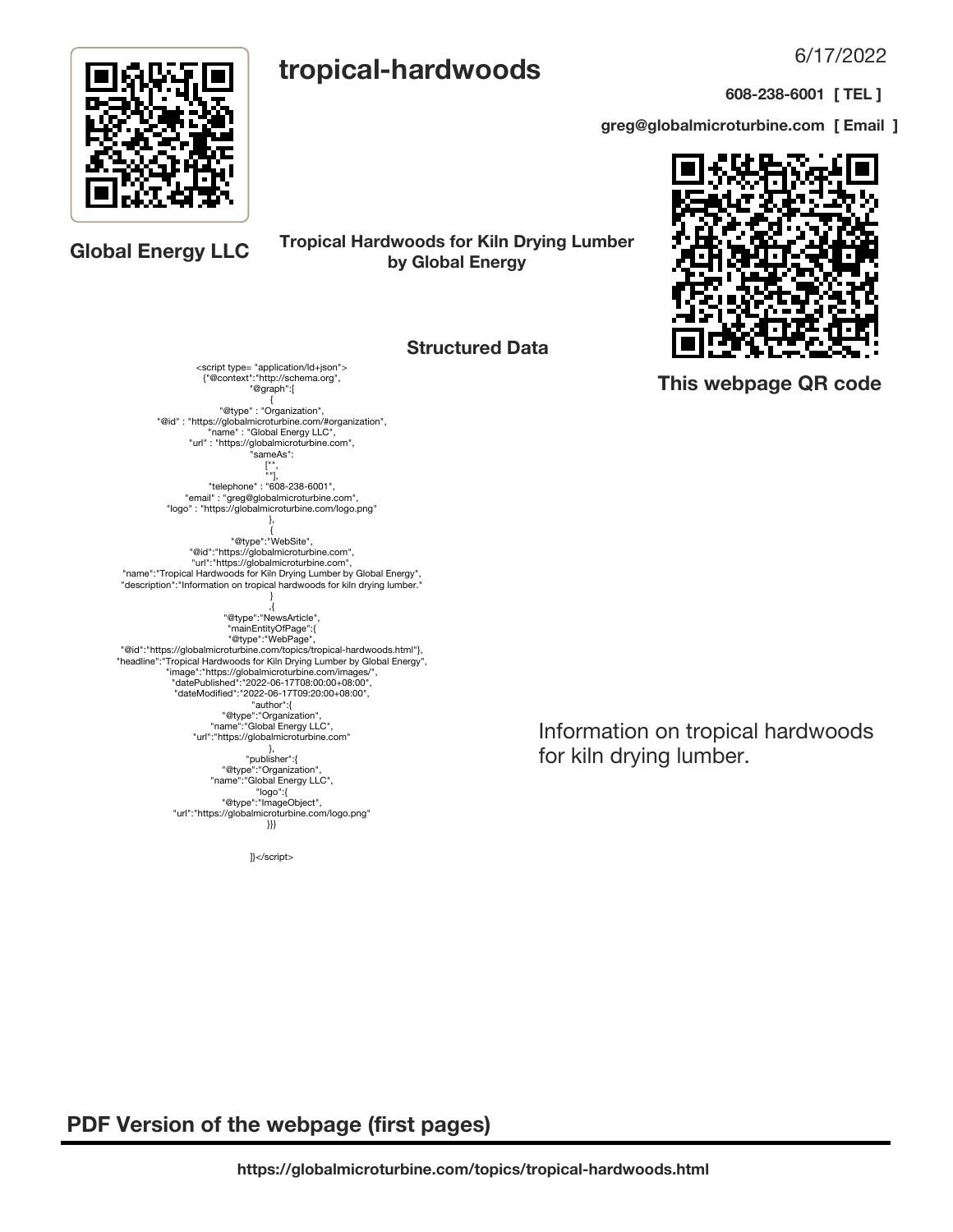# tropical-hardwoods

6/17/2022

**608-238-6001 [ TEL ]**

**greg@globalmicroturbine.com [ Email ]**

**Global Energy LLC**

**Tropical Hardwoods for Kiln Drying Lumber by Global Energy**

**This webpage QR code**

## Structured Data

```
<script type= "application/ld+json">
{"@context":"http://schema.org",
"@graph":[
{
"@type" : "Organization",
"@id" : "https://globalmicroturbine.com/#organization",
"name" : "Global Energy LLC",
"url" : "https://globalmicroturbine.com",
"sameAs":
["",
""],
"telephone" : "608-238-6001",
"email" : "greg@globalmicroturbine.com",
"logo" : "https://globalmicroturbine.com/logo.png"
},
{
"@type":"WebSite",
"@id":"https://globalmicroturbine.com",
"url":"https://globalmicroturbine.com",
"name":"Tropical Hardwoods for Kiln Drying Lumber by Global Energy",
"description":"Information on tropical hardwoods for kiln drying lumber."
}
,{
"@type":"NewsArticle",
"mainEntityOfPage":{
"@type":"WebPage",
"@id":"https://globalmicroturbine.com/topics/tropical-hardwoods.html"},
"headline":"Tropical Hardwoods for Kiln Drying Lumber by Global Energy",
"image":"https://globalmicroturbine.com/images/",
"datePublished":"2022-06-17T08:00:00+08:00",
"dateModified":"2022-06-17T09:20:00+08:00",
"author":{
"@type":"Organization",
"name":"Global Energy LLC",
"url":"https://globalmicroturbine.com"
},
"publisher":{
"@type":"Organization",
"name":"Global Energy LLC",
"logo":{
"@type":"ImageObject",
"url":"https://globalmicroturbine.com/logo.png"
}}}

]}</script>
```

Information on tropical hardwoods for kiln drying lumber.

## PDF Version of the webpage (first pages)

**https://globalmicroturbine.com/topics/tropical-hardwoods.html**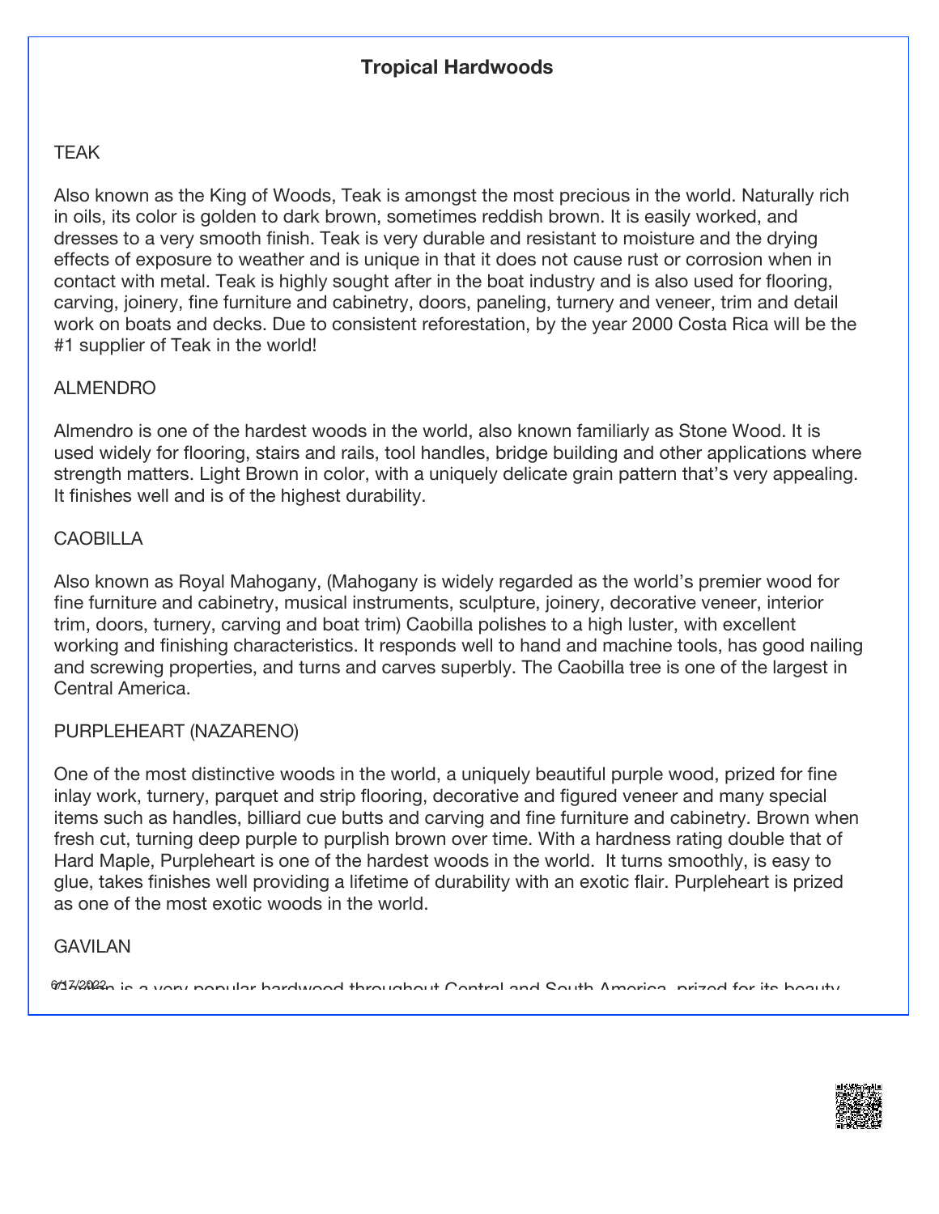# Tropical Hardwoods

## TEAK

Also known as the King of Woods, Teak is amongst the most precious in the world. Naturally rich in oils, its color is golden to dark brown, sometimes reddish brown. It is easily worked, and dresses to a very smooth finish. Teak is very durable and resistant to moisture and the drying effects of exposure to weather and is unique in that it does not cause rust or corrosion when in contact with metal. Teak is highly sought after in the boat industry and is also used for flooring, carving, joinery, fine furniture and cabinetry, doors, paneling, turnery and veneer, trim and detail work on boats and decks. Due to consistent reforestation, by the year 2000 Costa Rica will be the #1 supplier of Teak in the world!

## ALMENDRO

Almendro is one of the hardest woods in the world, also known familiarly as Stone Wood. It is used widely for flooring, stairs and rails, tool handles, bridge building and other applications where strength matters. Light Brown in color, with a uniquely delicate grain pattern that's very appealing. It finishes well and is of the highest durability.

## CAOBILLA

Also known as Royal Mahogany, (Mahogany is widely regarded as the world's premier wood for fine furniture and cabinetry, musical instruments, sculpture, joinery, decorative veneer, interior trim, doors, turnery, carving and boat trim) Caobilla polishes to a high luster, with excellent working and finishing characteristics. It responds well to hand and machine tools, has good nailing and screwing properties, and turns and carves superbly. The Caobilla tree is one of the largest in Central America.

## PURPLEHEART (NAZARENO)

One of the most distinctive woods in the world, a uniquely beautiful purple wood, prized for fine inlay work, turnery, parquet and strip flooring, decorative and figured veneer and many special items such as handles, billiard cue butts and carving and fine furniture and cabinetry. Brown when fresh cut, turning deep purple to purplish brown over time. With a hardness rating double that of Hard Maple, Purpleheart is one of the hardest woods in the world. It turns smoothly, is easy to glue, takes finishes well providing a lifetime of durability with an exotic flair. Purpleheart is prized as one of the most exotic woods in the world.

## GAVILAN

Gavilan is a very popular hardwood throughout Central and South America, prized for its beauty